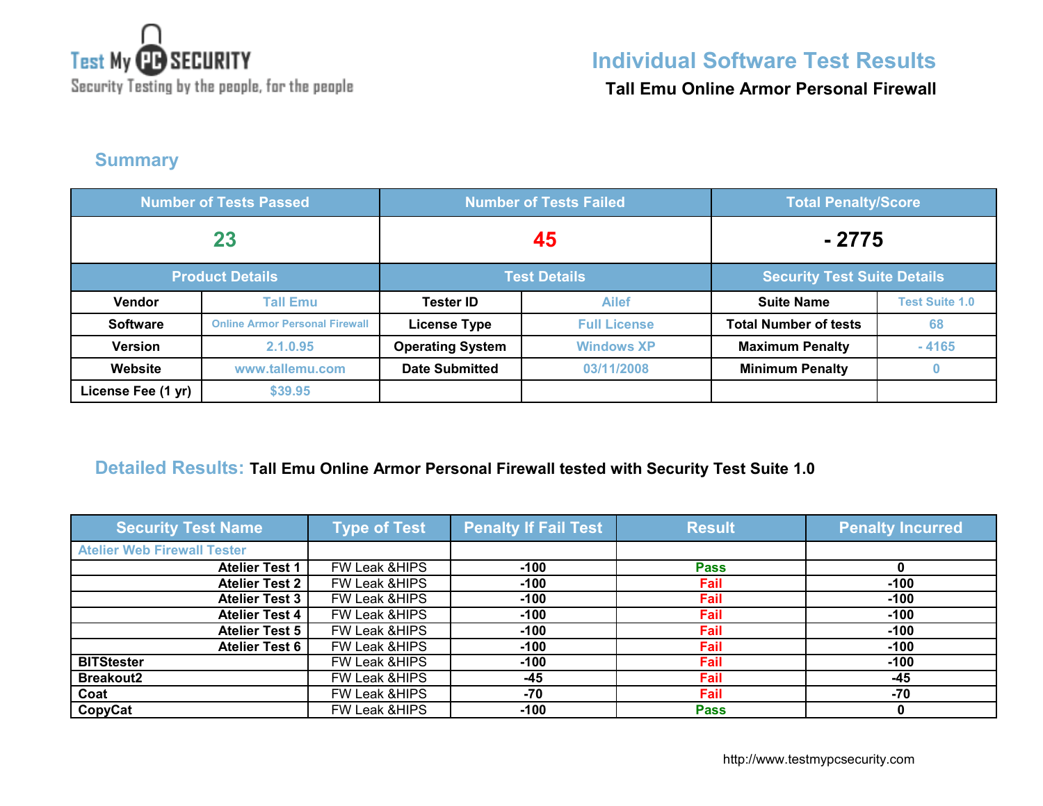Test My PC SECURITY
Security Testing by the people, for the people

# Individual Software Test Results

**Tall Emu Online Armor Personal Firewall**

## Summary

| Number of Tests Passed | | Number of Tests Failed | | Total Penalty/Score | |
|---|---|---|---|---|---|
| 23 | | 45 | | - 2775 | |
| **Product Details** | | **Test Details** | | **Security Test Suite Details** | |
| Vendor | Tall Emu | Tester ID | Ailef | Suite Name | Test Suite 1.0 |
| Software | Online Armor Personal Firewall | License Type | Full License | Total Number of tests | 68 |
| Version | 2.1.0.95 | Operating System | Windows XP | Maximum Penalty | - 4165 |
| Website | www.tallemu.com | Date Submitted | 03/11/2008 | Minimum Penalty | 0 |
| License Fee (1 yr) | $39.95 | | | | |

## Detailed Results: Tall Emu Online Armor Personal Firewall tested with Security Test Suite 1.0

| Security Test Name | Type of Test | Penalty If Fail Test | Result | Penalty Incurred |
|---|---|---|---|---|
| Atelier Web Firewall Tester | | | | |
| Atelier Test 1 | FW Leak &HIPS | -100 | Pass | 0 |
| Atelier Test 2 | FW Leak &HIPS | -100 | Fail | -100 |
| Atelier Test 3 | FW Leak &HIPS | -100 | Fail | -100 |
| Atelier Test 4 | FW Leak &HIPS | -100 | Fail | -100 |
| Atelier Test 5 | FW Leak &HIPS | -100 | Fail | -100 |
| Atelier Test 6 | FW Leak &HIPS | -100 | Fail | -100 |
| BITStester | FW Leak &HIPS | -100 | Fail | -100 |
| Breakout2 | FW Leak &HIPS | -45 | Fail | -45 |
| Coat | FW Leak &HIPS | -70 | Fail | -70 |
| CopyCat | FW Leak &HIPS | -100 | Pass | 0 |

http://www.testmypcsecurity.com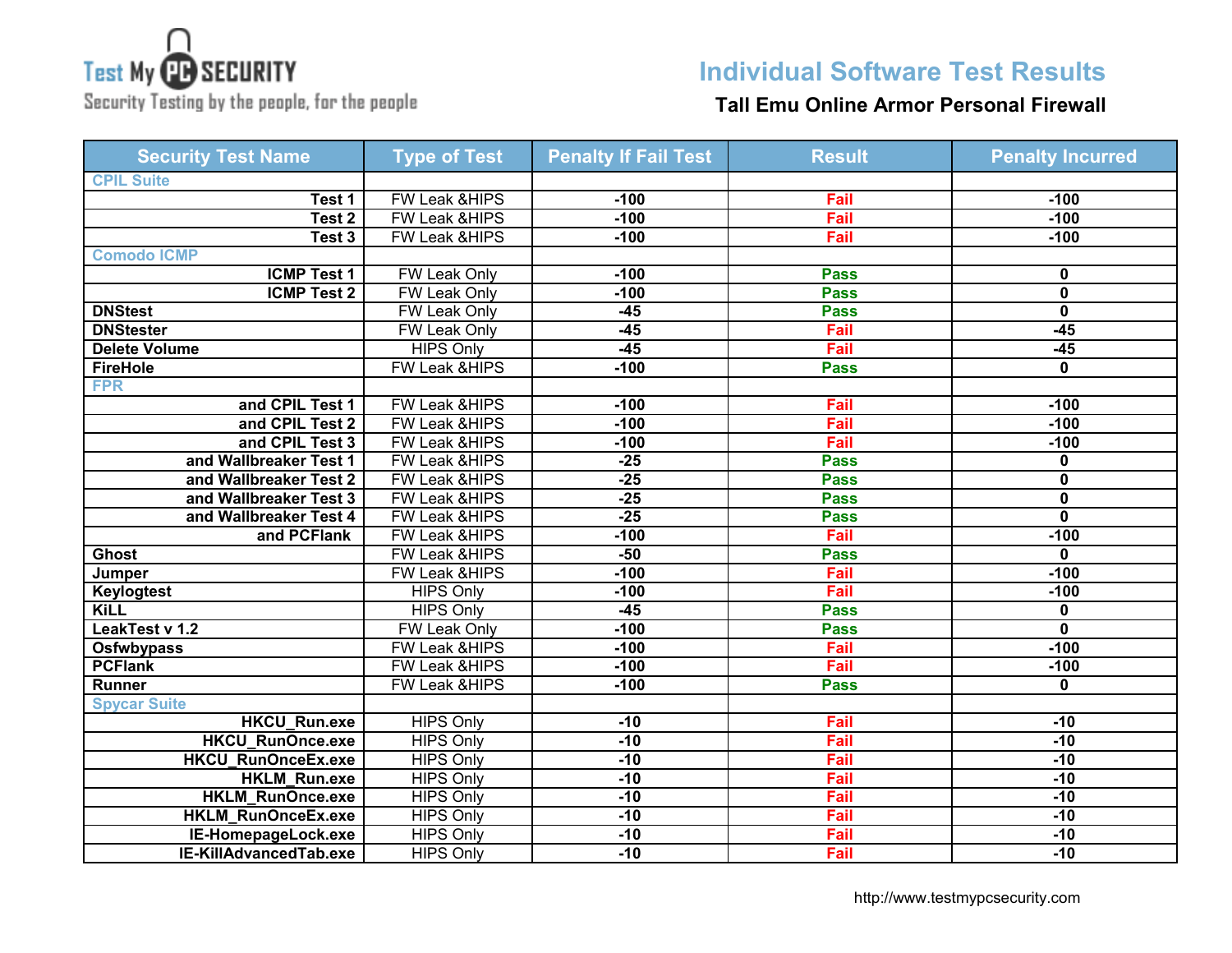Test My PC SECURITY
Security Testing by the people, for the people

# Individual Software Test Results

## Tall Emu Online Armor Personal Firewall

| Security Test Name | Type of Test | Penalty If Fail Test | Result | Penalty Incurred |
|---|---|---|---|---|
| CPIL Suite | | | | |
| Test 1 | FW Leak &HIPS | -100 | Fail | -100 |
| Test 2 | FW Leak &HIPS | -100 | Fail | -100 |
| Test 3 | FW Leak &HIPS | -100 | Fail | -100 |
| Comodo ICMP | | | | |
| ICMP Test 1 | FW Leak Only | -100 | Pass | 0 |
| ICMP Test 2 | FW Leak Only | -100 | Pass | 0 |
| DNStest | FW Leak Only | -45 | Pass | 0 |
| DNStester | FW Leak Only | -45 | Fail | -45 |
| Delete Volume | HIPS Only | -45 | Fail | -45 |
| FireHole | FW Leak &HIPS | -100 | Pass | 0 |
| FPR | | | | |
| and CPIL Test 1 | FW Leak &HIPS | -100 | Fail | -100 |
| and CPIL Test 2 | FW Leak &HIPS | -100 | Fail | -100 |
| and CPIL Test 3 | FW Leak &HIPS | -100 | Fail | -100 |
| and Wallbreaker Test 1 | FW Leak &HIPS | -25 | Pass | 0 |
| and Wallbreaker Test 2 | FW Leak &HIPS | -25 | Pass | 0 |
| and Wallbreaker Test 3 | FW Leak &HIPS | -25 | Pass | 0 |
| and Wallbreaker Test 4 | FW Leak &HIPS | -25 | Pass | 0 |
| and PCFlank | FW Leak &HIPS | -100 | Fail | -100 |
| Ghost | FW Leak &HIPS | -50 | Pass | 0 |
| Jumper | FW Leak &HIPS | -100 | Fail | -100 |
| Keylogtest | HIPS Only | -100 | Fail | -100 |
| KiLL | HIPS Only | -45 | Pass | 0 |
| LeakTest v 1.2 | FW Leak Only | -100 | Pass | 0 |
| Osfwbypass | FW Leak &HIPS | -100 | Fail | -100 |
| PCFlank | FW Leak &HIPS | -100 | Fail | -100 |
| Runner | FW Leak &HIPS | -100 | Pass | 0 |
| Spycar Suite | | | | |
| HKCU_Run.exe | HIPS Only | -10 | Fail | -10 |
| HKCU_RunOnce.exe | HIPS Only | -10 | Fail | -10 |
| HKCU_RunOnceEx.exe | HIPS Only | -10 | Fail | -10 |
| HKLM_Run.exe | HIPS Only | -10 | Fail | -10 |
| HKLM_RunOnce.exe | HIPS Only | -10 | Fail | -10 |
| HKLM_RunOnceEx.exe | HIPS Only | -10 | Fail | -10 |
| IE-HomepageLock.exe | HIPS Only | -10 | Fail | -10 |
| IE-KillAdvancedTab.exe | HIPS Only | -10 | Fail | -10 |

http://www.testmypcsecurity.com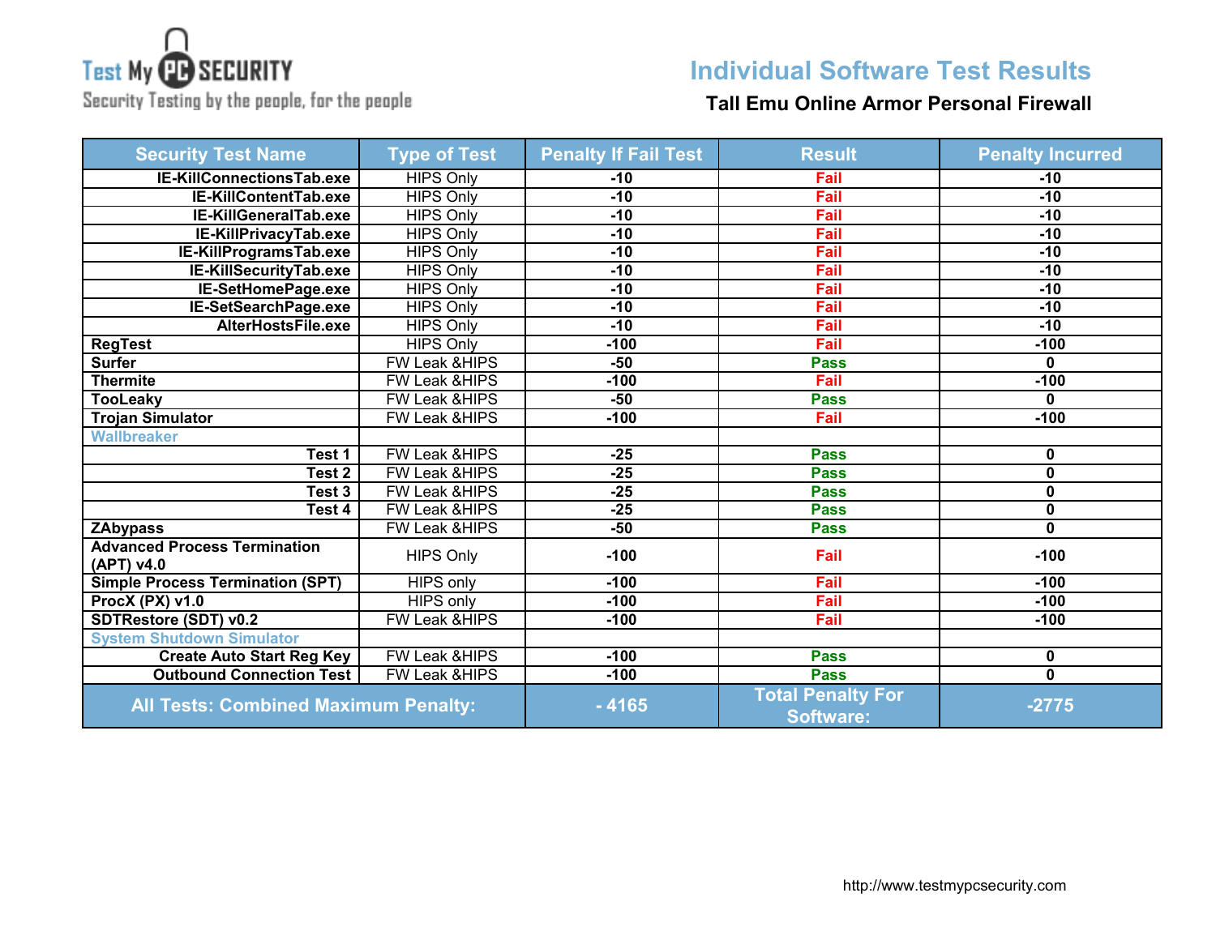Test My PC SECURITY
Security Testing by the people, for the people

# Individual Software Test Results

**Tall Emu Online Armor Personal Firewall**

| Security Test Name | Type of Test | Penalty If Fail Test | Result | Penalty Incurred |
|---|---|---|---|---|
| IE-KillConnectionsTab.exe | HIPS Only | -10 | Fail | -10 |
| IE-KillContentTab.exe | HIPS Only | -10 | Fail | -10 |
| IE-KillGeneralTab.exe | HIPS Only | -10 | Fail | -10 |
| IE-KillPrivacyTab.exe | HIPS Only | -10 | Fail | -10 |
| IE-KillProgramsTab.exe | HIPS Only | -10 | Fail | -10 |
| IE-KillSecurityTab.exe | HIPS Only | -10 | Fail | -10 |
| IE-SetHomePage.exe | HIPS Only | -10 | Fail | -10 |
| IE-SetSearchPage.exe | HIPS Only | -10 | Fail | -10 |
| AlterHostsFile.exe | HIPS Only | -10 | Fail | -10 |
| RegTest | HIPS Only | -100 | Fail | -100 |
| Surfer | FW Leak &HIPS | -50 | Pass | 0 |
| Thermite | FW Leak &HIPS | -100 | Fail | -100 |
| TooLeaky | FW Leak &HIPS | -50 | Pass | 0 |
| Trojan Simulator | FW Leak &HIPS | -100 | Fail | -100 |
| Wallbreaker | | | | |
| Test 1 | FW Leak &HIPS | -25 | Pass | 0 |
| Test 2 | FW Leak &HIPS | -25 | Pass | 0 |
| Test 3 | FW Leak &HIPS | -25 | Pass | 0 |
| Test 4 | FW Leak &HIPS | -25 | Pass | 0 |
| ZAbypass | FW Leak &HIPS | -50 | Pass | 0 |
| Advanced Process Termination (APT) v4.0 | HIPS Only | -100 | Fail | -100 |
| Simple Process Termination (SPT) | HIPS only | -100 | Fail | -100 |
| ProcX (PX) v1.0 | HIPS only | -100 | Fail | -100 |
| SDTRestore (SDT) v0.2 | FW Leak &HIPS | -100 | Fail | -100 |
| System Shutdown Simulator | | | | |
| Create Auto Start Reg Key | FW Leak &HIPS | -100 | Pass | 0 |
| Outbound Connection Test | FW Leak &HIPS | -100 | Pass | 0 |
| **All Tests: Combined Maximum Penalty:** | | **- 4165** | **Total Penalty For Software:** | **-2775** |

http://www.testmypcsecurity.com